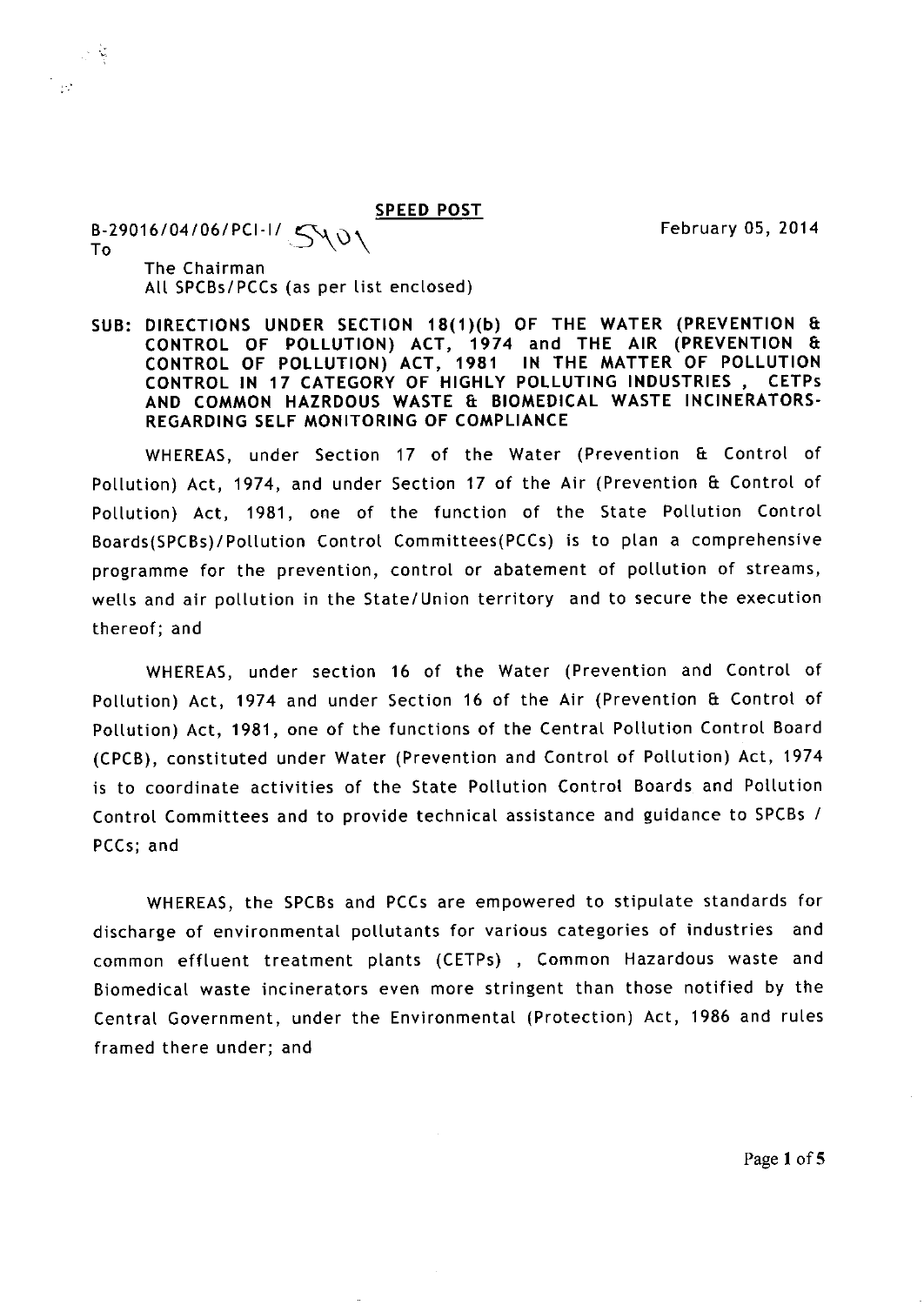**SPEED POST**

B-29016/04/06/PCI-I/ 5401 February 05, 2014

To

The Chairman
All SPCBs/PCCs (as per list enclosed)

**SUB: DIRECTIONS UNDER SECTION 18(1)(b) OF THE WATER (PREVENTION & CONTROL OF POLLUTION) ACT, 1974 and THE AIR (PREVENTION & CONTROL OF POLLUTION) ACT, 1981 IN THE MATTER OF POLLUTION CONTROL IN 17 CATEGORY OF HIGHLY POLLUTING INDUSTRIES , CETPs AND COMMON HAZRDOUS WASTE & BIOMEDICAL WASTE INCINERATORS-REGARDING SELF MONITORING OF COMPLIANCE**

WHEREAS, under Section 17 of the Water (Prevention & Control of Pollution) Act, 1974, and under Section 17 of the Air (Prevention & Control of Pollution) Act, 1981, one of the function of the State Pollution Control Boards(SPCBs)/Pollution Control Committees(PCCs) is to plan a comprehensive programme for the prevention, control or abatement of pollution of streams, wells and air pollution in the State/Union territory and to secure the execution thereof; and

WHEREAS, under section 16 of the Water (Prevention and Control of Pollution) Act, 1974 and under Section 16 of the Air (Prevention & Control of Pollution) Act, 1981, one of the functions of the Central Pollution Control Board (CPCB), constituted under Water (Prevention and Control of Pollution) Act, 1974 is to coordinate activities of the State Pollution Control Boards and Pollution Control Committees and to provide technical assistance and guidance to SPCBs / PCCs; and

WHEREAS, the SPCBs and PCCs are empowered to stipulate standards for discharge of environmental pollutants for various categories of industries and common effluent treatment plants (CETPs) , Common Hazardous waste and Biomedical waste incinerators even more stringent than those notified by the Central Government, under the Environmental (Protection) Act, 1986 and rules framed there under; and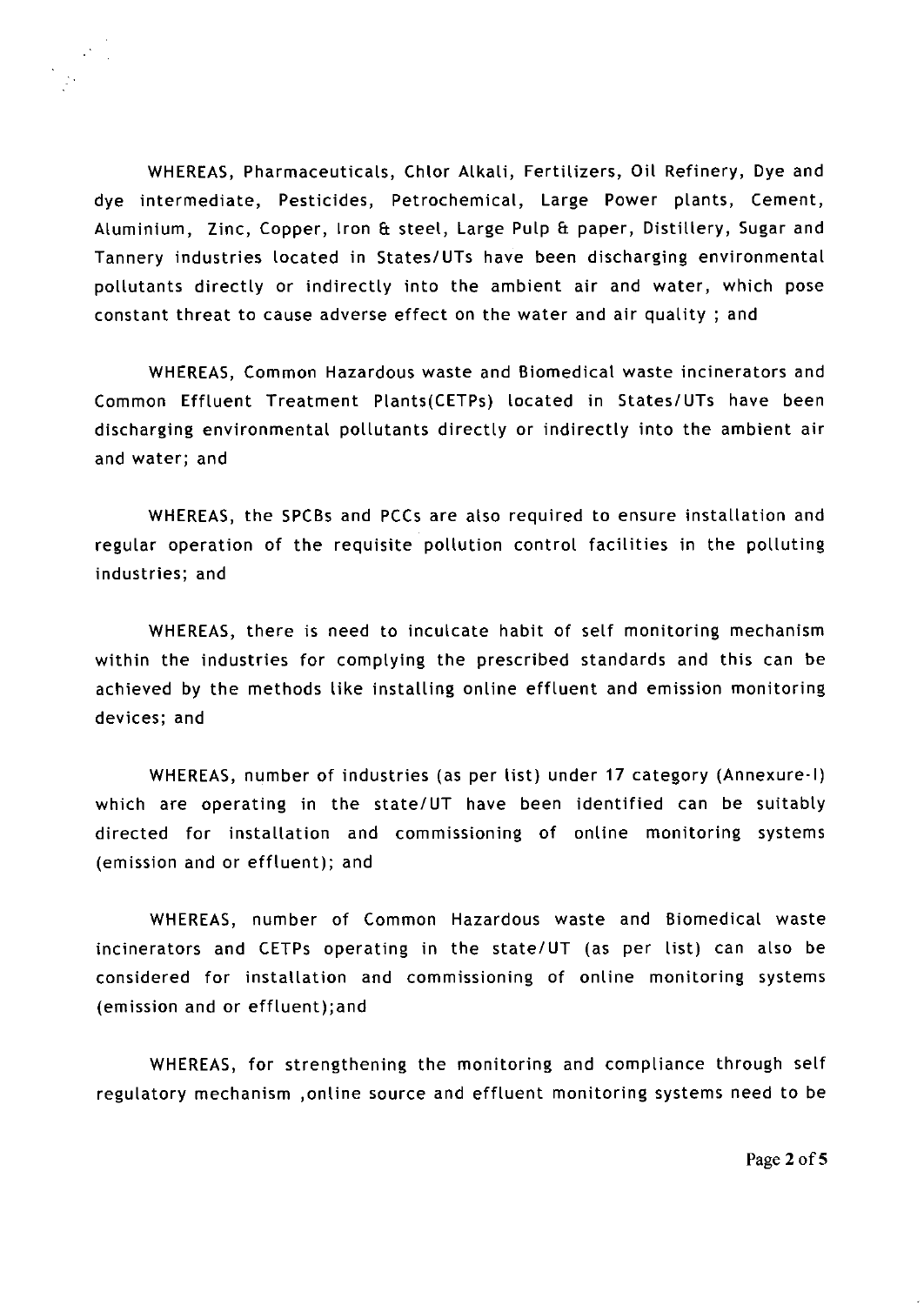WHEREAS, Pharmaceuticals, Chlor Alkali, Fertilizers, Oil Refinery, Dye and dye intermediate, Pesticides, Petrochemical, Large Power plants, Cement, Aluminium, Zinc, Copper, Iron & steel, Large Pulp & paper, Distillery, Sugar and Tannery industries located in States/UTs have been discharging environmental pollutants directly or indirectly into the ambient air and water, which pose constant threat to cause adverse effect on the water and air quality ; and

WHEREAS, Common Hazardous waste and Biomedical waste incinerators and Common Effluent Treatment Plants(CETPs) located in States/UTs have been discharging environmental pollutants directly or indirectly into the ambient air and water; and

WHEREAS, the SPCBs and PCCs are also required to ensure installation and regular operation of the requisite pollution control facilities in the polluting industries; and

WHEREAS, there is need to inculcate habit of self monitoring mechanism within the industries for complying the prescribed standards and this can be achieved by the methods like installing online effluent and emission monitoring devices; and

WHEREAS, number of industries (as per list) under 17 category (Annexure-I) which are operating in the state/UT have been identified can be suitably directed for installation and commissioning of online monitoring systems (emission and or effluent); and

WHEREAS, number of Common Hazardous waste and Biomedical waste incinerators and CETPs operating in the state/UT (as per list) can also be considered for installation and commissioning of online monitoring systems (emission and or effluent);and

WHEREAS, for strengthening the monitoring and compliance through self regulatory mechanism ,online source and effluent monitoring systems need to be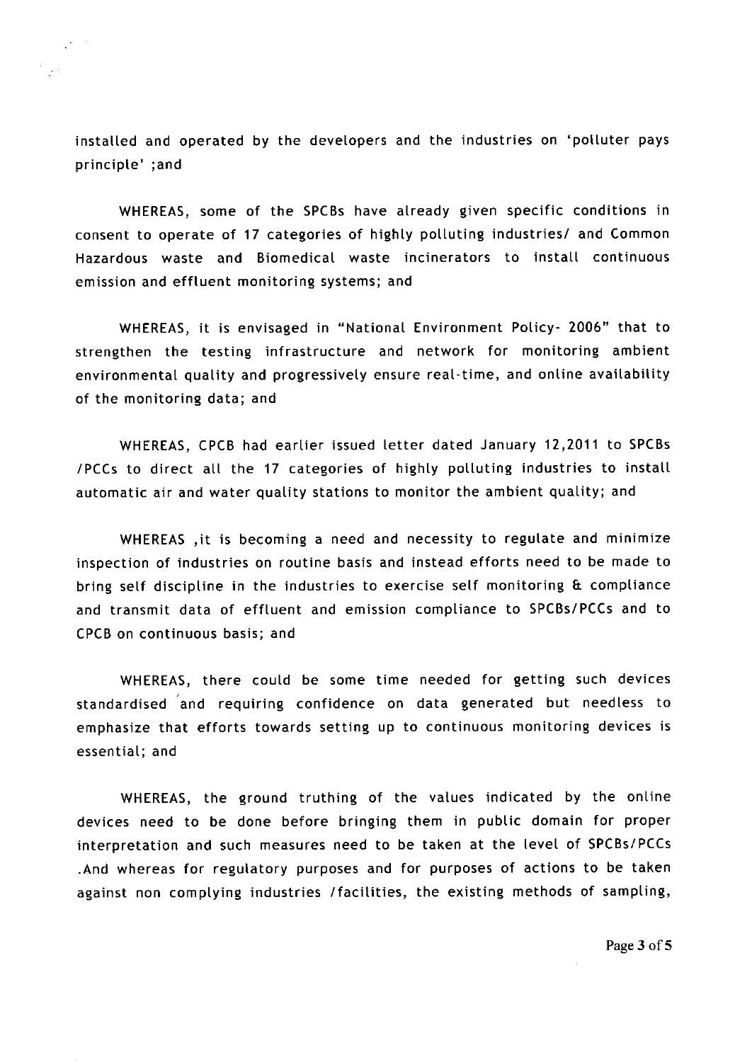installed and operated by the developers and the industries on 'polluter pays principle' ;and

WHEREAS, some of the SPCBs have already given specific conditions in consent to operate of 17 categories of highly polluting industries/ and Common Hazardous waste and Biomedical waste incinerators to install continuous emission and effluent monitoring systems; and

WHEREAS, it is envisaged in "National Environment Policy- 2006" that to strengthen the testing infrastructure and network for monitoring ambient environmental quality and progressively ensure real-time, and online availability of the monitoring data; and

WHEREAS, CPCB had earlier issued letter dated January 12,2011 to SPCBs /PCCs to direct all the 17 categories of highly polluting industries to install automatic air and water quality stations to monitor the ambient quality; and

WHEREAS ,it is becoming a need and necessity to regulate and minimize inspection of industries on routine basis and instead efforts need to be made to bring self discipline in the industries to exercise self monitoring & compliance and transmit data of effluent and emission compliance to SPCBs/PCCs and to CPCB on continuous basis; and

WHEREAS, there could be some time needed for getting such devices standardised and requiring confidence on data generated but needless to emphasize that efforts towards setting up to continuous monitoring devices is essential; and

WHEREAS, the ground truthing of the values indicated by the online devices need to be done before bringing them in public domain for proper interpretation and such measures need to be taken at the level of SPCBs/PCCs .And whereas for regulatory purposes and for purposes of actions to be taken against non complying industries /facilities, the existing methods of sampling,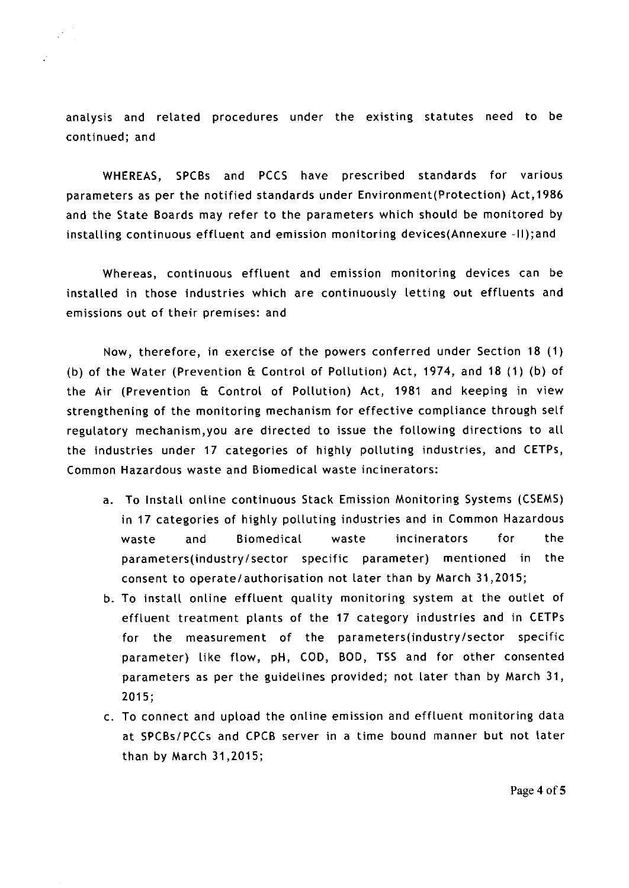analysis and related procedures under the existing statutes need to be continued; and

WHEREAS, SPCBs and PCCS have prescribed standards for various parameters as per the notified standards under Environment(Protection) Act,1986 and the State Boards may refer to the parameters which should be monitored by installing continuous effluent and emission monitoring devices(Annexure -II);and

Whereas, continuous effluent and emission monitoring devices can be installed in those industries which are continuously letting out effluents and emissions out of their premises: and

Now, therefore, in exercise of the powers conferred under Section 18 (1) (b) of the Water (Prevention & Control of Pollution) Act, 1974, and 18 (1) (b) of the Air (Prevention & Control of Pollution) Act, 1981 and keeping in view strengthening of the monitoring mechanism for effective compliance through self regulatory mechanism,you are directed to issue the following directions to all the industries under 17 categories of highly polluting industries, and CETPs, Common Hazardous waste and Biomedical waste incinerators:

a. To Install online continuous Stack Emission Monitoring Systems (CSEMS) in 17 categories of highly polluting industries and in Common Hazardous waste and Biomedical waste incinerators for the parameters(industry/sector specific parameter) mentioned in the consent to operate/authorisation not later than by March 31,2015;
b. To install online effluent quality monitoring system at the outlet of effluent treatment plants of the 17 category industries and in CETPs for the measurement of the parameters(industry/sector specific parameter) like flow, pH, COD, BOD, TSS and for other consented parameters as per the guidelines provided; not later than by March 31, 2015;
c. To connect and upload the online emission and effluent monitoring data at SPCBs/PCCs and CPCB server in a time bound manner but not later than by March 31,2015;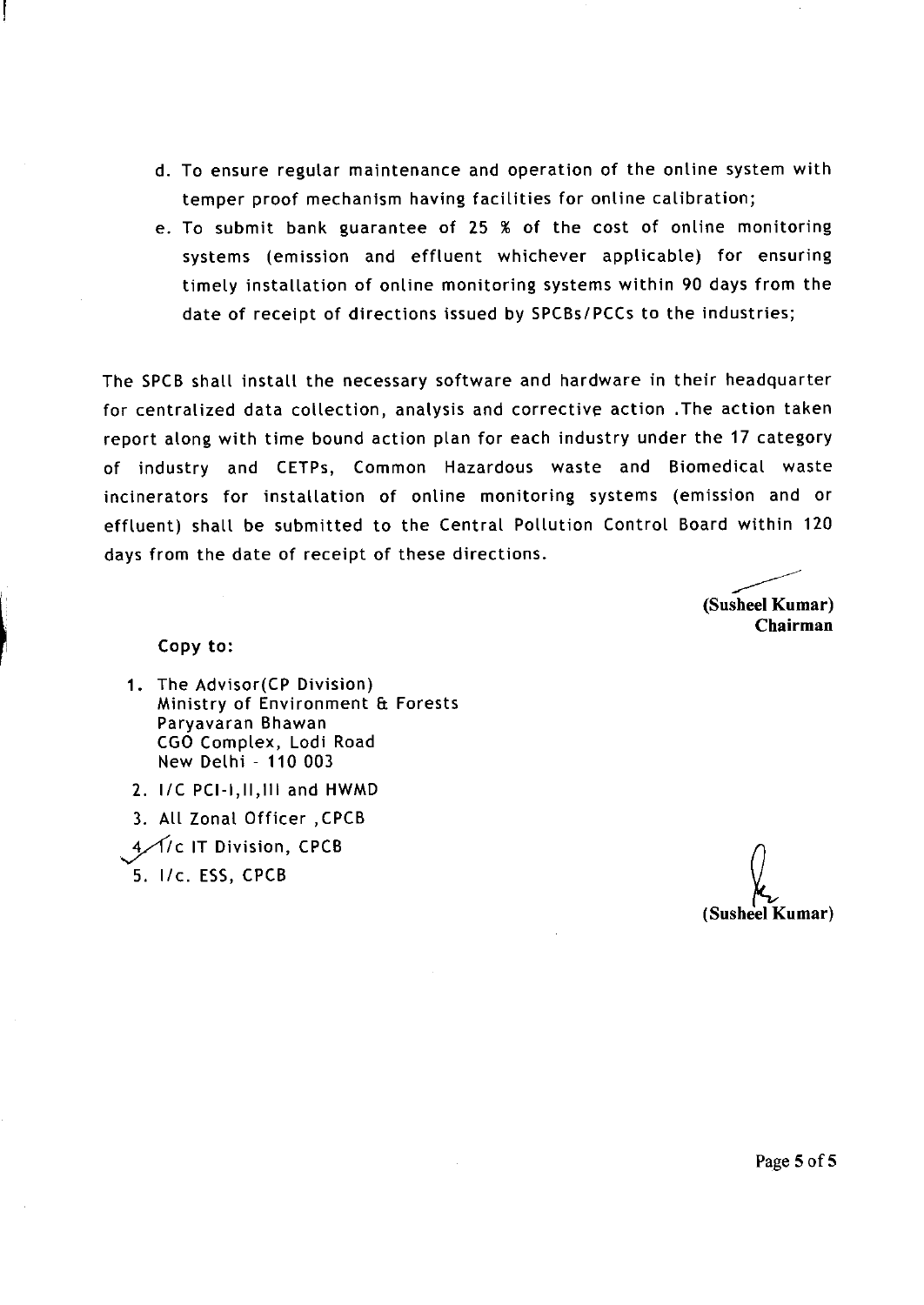d. To ensure regular maintenance and operation of the online system with temper proof mechanism having facilities for online calibration;

e. To submit bank guarantee of 25 % of the cost of online monitoring systems (emission and effluent whichever applicable) for ensuring timely installation of online monitoring systems within 90 days from the date of receipt of directions issued by SPCBs/PCCs to the industries;

The SPCB shall install the necessary software and hardware in their headquarter for centralized data collection, analysis and corrective action .The action taken report along with time bound action plan for each industry under the 17 category of industry and CETPs, Common Hazardous waste and Biomedical waste incinerators for installation of online monitoring systems (emission and or effluent) shall be submitted to the Central Pollution Control Board within 120 days from the date of receipt of these directions.

**(Susheel Kumar)**
**Chairman**

Copy to:

1. The Advisor(CP Division)
   Ministry of Environment & Forests
   Paryavaran Bhawan
   CGO Complex, Lodi Road
   New Delhi - 110 003
2. I/C PCI-I,II,III and HWMD
3. All Zonal Officer ,CPCB
4. I/c IT Division, CPCB
5. I/c. ESS, CPCB

**(Susheel Kumar)**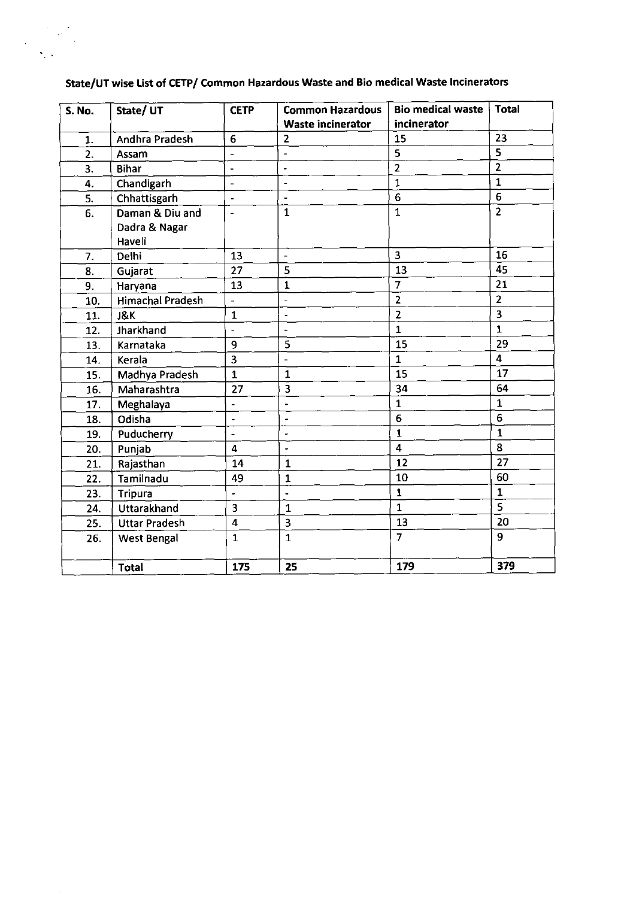**State/UT wise List of CETP/ Common Hazardous Waste and Bio medical Waste Incinerators**

| S. No. | State/ UT | CETP | Common Hazardous Waste incinerator | Bio medical waste incinerator | Total |
|---|---|---|---|---|---|
| 1. | Andhra Pradesh | 6 | 2 | 15 | 23 |
| 2. | Assam | - | - | 5 | 5 |
| 3. | Bihar | - | - | 2 | 2 |
| 4. | Chandigarh | - | - | 1 | 1 |
| 5. | Chhattisgarh | - | - | 6 | 6 |
| 6. | Daman & Diu and Dadra & Nagar Haveli | - | 1 | 1 | 2 |
| 7. | Delhi | 13 | - | 3 | 16 |
| 8. | Gujarat | 27 | 5 | 13 | 45 |
| 9. | Haryana | 13 | 1 | 7 | 21 |
| 10. | Himachal Pradesh | - | - | 2 | 2 |
| 11. | J&K | 1 | - | 2 | 3 |
| 12. | Jharkhand | - | - | 1 | 1 |
| 13. | Karnataka | 9 | 5 | 15 | 29 |
| 14. | Kerala | 3 | - | 1 | 4 |
| 15. | Madhya Pradesh | 1 | 1 | 15 | 17 |
| 16. | Maharashtra | 27 | 3 | 34 | 64 |
| 17. | Meghalaya | - | - | 1 | 1 |
| 18. | Odisha | - | - | 6 | 6 |
| 19. | Puducherry | - | - | 1 | 1 |
| 20. | Punjab | 4 | - | 4 | 8 |
| 21. | Rajasthan | 14 | 1 | 12 | 27 |
| 22. | Tamilnadu | 49 | 1 | 10 | 60 |
| 23. | Tripura | - | - | 1 | 1 |
| 24. | Uttarakhand | 3 | 1 | 1 | 5 |
| 25. | Uttar Pradesh | 4 | 3 | 13 | 20 |
| 26. | West Bengal | 1 | 1 | 7 | 9 |
| | **Total** | **175** | **25** | **179** | **379** |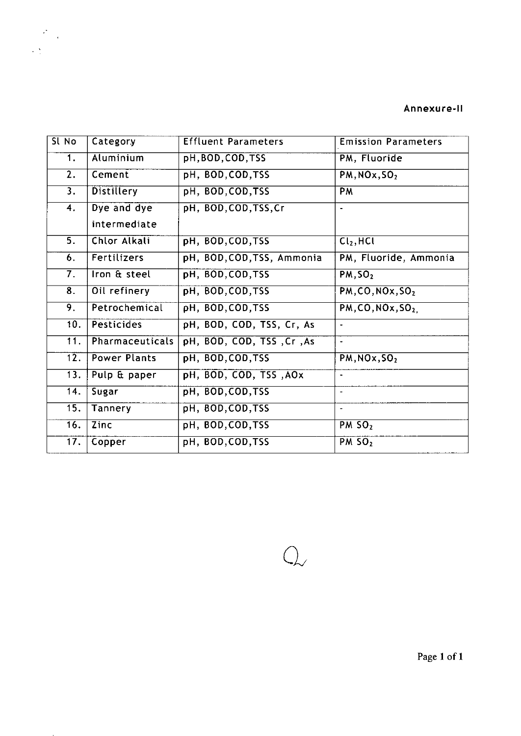**Annexure-II**

| Sl No | Category | Effluent Parameters | Emission Parameters |
|---|---|---|---|
| 1. | Aluminium | pH,BOD,COD,TSS | PM, Fluoride |
| 2. | Cement | pH, BOD,COD,TSS | PM,NOx,$SO_2$ |
| 3. | Distillery | pH, BOD,COD,TSS | PM |
| 4. | Dye and dye intermediate | pH, BOD,COD,TSS,Cr | - |
| 5. | Chlor Alkali | pH, BOD,COD,TSS | $Cl_2$,HCl |
| 6. | Fertilizers | pH, BOD,COD,TSS, Ammonia | PM, Fluoride, Ammonia |
| 7. | Iron & steel | pH, BOD,COD,TSS | PM,$SO_2$ |
| 8. | Oil refinery | pH, BOD,COD,TSS | PM,CO,NOx,$SO_2$ |
| 9. | Petrochemical | pH, BOD,COD,TSS | PM,CO,NOx,$SO_2$, |
| 10. | Pesticides | pH, BOD, COD, TSS, Cr, As | - |
| 11. | Pharmaceuticals | pH, BOD, COD, TSS ,Cr ,As | - |
| 12. | Power Plants | pH, BOD,COD,TSS | PM,NOx,$SO_2$ |
| 13. | Pulp & paper | pH, BOD, COD, TSS ,AOx | - |
| 14. | Sugar | pH, BOD,COD,TSS | - |
| 15. | Tannery | pH, BOD,COD,TSS | - |
| 16. | Zinc | pH, BOD,COD,TSS | PM $SO_2$ |
| 17. | Copper | pH, BOD,COD,TSS | PM $SO_2$ |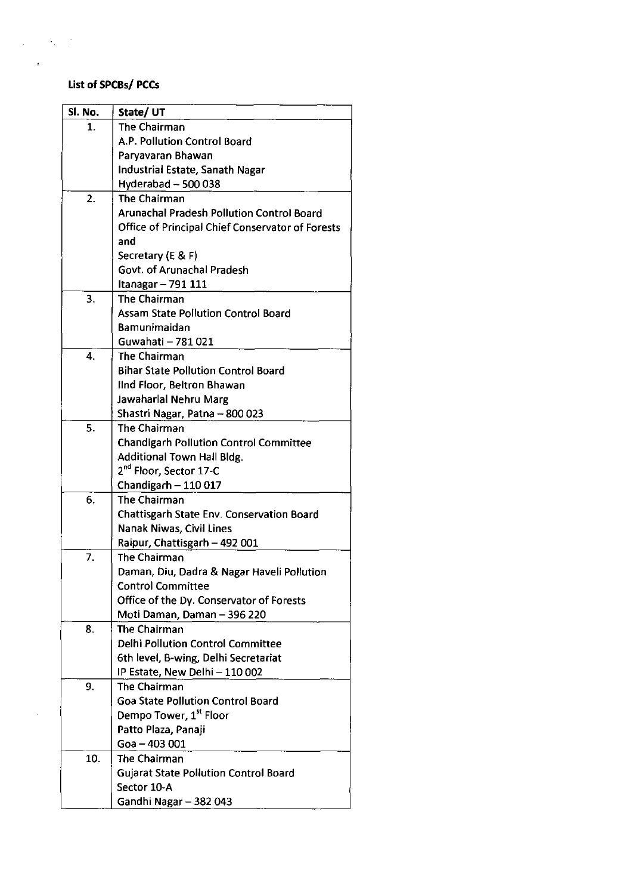**List of SPCBs/ PCCs**

| Sl. No. | State/ UT |
|---|---|
| 1. | The Chairman<br>A.P. Pollution Control Board<br>Paryavaran Bhawan<br>Industrial Estate, Sanath Nagar<br>Hyderabad – 500 038 |
| 2. | The Chairman<br>Arunachal Pradesh Pollution Control Board<br>Office of Principal Chief Conservator of Forests and<br>Secretary (E & F)<br>Govt. of Arunachal Pradesh<br>Itanagar – 791 111 |
| 3. | The Chairman<br>Assam State Pollution Control Board<br>Bamunimaidan<br>Guwahati – 781 021 |
| 4. | The Chairman<br>Bihar State Pollution Control Board<br>IInd Floor, Beltron Bhawan<br>Jawaharlal Nehru Marg<br>Shastri Nagar, Patna – 800 023 |
| 5. | The Chairman<br>Chandigarh Pollution Control Committee<br>Additional Town Hall Bldg.<br>2nd Floor, Sector 17-C<br>Chandigarh – 110 017 |
| 6. | The Chairman<br>Chattisgarh State Env. Conservation Board<br>Nanak Niwas, Civil Lines<br>Raipur, Chattisgarh – 492 001 |
| 7. | The Chairman<br>Daman, Diu, Dadra & Nagar Haveli Pollution Control Committee<br>Office of the Dy. Conservator of Forests<br>Moti Daman, Daman – 396 220 |
| 8. | The Chairman<br>Delhi Pollution Control Committee<br>6th level, B-wing, Delhi Secretariat<br>IP Estate, New Delhi – 110 002 |
| 9. | The Chairman<br>Goa State Pollution Control Board<br>Dempo Tower, 1st Floor<br>Patto Plaza, Panaji<br>Goa – 403 001 |
| 10. | The Chairman<br>Gujarat State Pollution Control Board<br>Sector 10-A<br>Gandhi Nagar – 382 043 |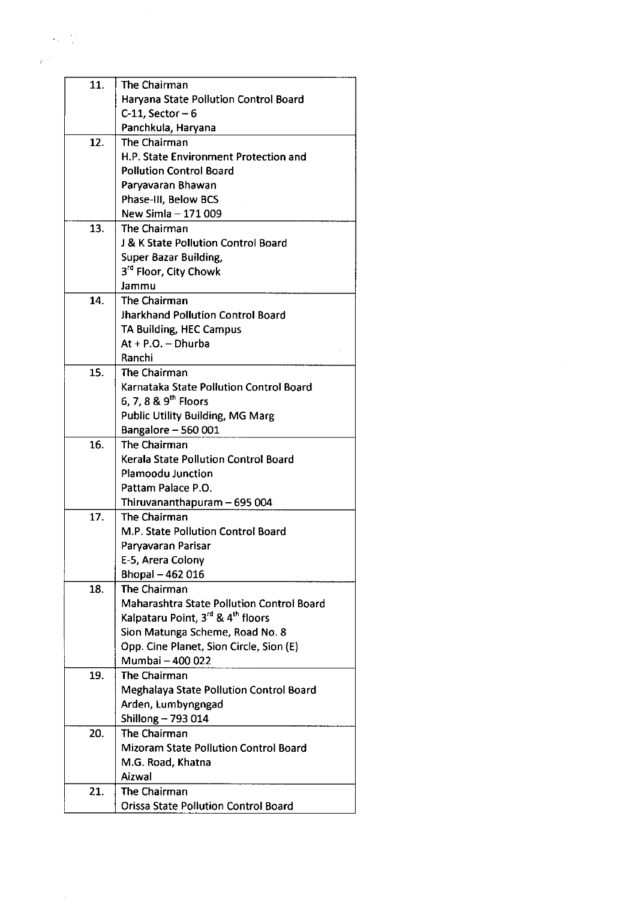| | |
|---|---|
| 11. | The Chairman<br>Haryana State Pollution Control Board<br>C-11, Sector – 6<br>Panchkula, Haryana |
| 12. | The Chairman<br>H.P. State Environment Protection and<br>Pollution Control Board<br>Paryavaran Bhawan<br>Phase-III, Below BCS<br>New Simla – 171 009 |
| 13. | The Chairman<br>J & K State Pollution Control Board<br>Super Bazar Building,<br>3rd Floor, City Chowk<br>Jammu |
| 14. | The Chairman<br>Jharkhand Pollution Control Board<br>TA Building, HEC Campus<br>At + P.O. – Dhurba<br>Ranchi |
| 15. | The Chairman<br>Karnataka State Pollution Control Board<br>6, 7, 8 & 9th Floors<br>Public Utility Building, MG Marg<br>Bangalore – 560 001 |
| 16. | The Chairman<br>Kerala State Pollution Control Board<br>Plamoodu Junction<br>Pattam Palace P.O.<br>Thiruvananthapuram – 695 004 |
| 17. | The Chairman<br>M.P. State Pollution Control Board<br>Paryavaran Parisar<br>E-5, Arera Colony<br>Bhopal – 462 016 |
| 18. | The Chairman<br>Maharashtra State Pollution Control Board<br>Kalpataru Point, 3rd & 4th floors<br>Sion Matunga Scheme, Road No. 8<br>Opp. Cine Planet, Sion Circle, Sion (E)<br>Mumbai – 400 022 |
| 19. | The Chairman<br>Meghalaya State Pollution Control Board<br>Arden, Lumbyngngad<br>Shillong – 793 014 |
| 20. | The Chairman<br>Mizoram State Pollution Control Board<br>M.G. Road, Khatna<br>Aizwal |
| 21. | The Chairman<br>Orissa State Pollution Control Board |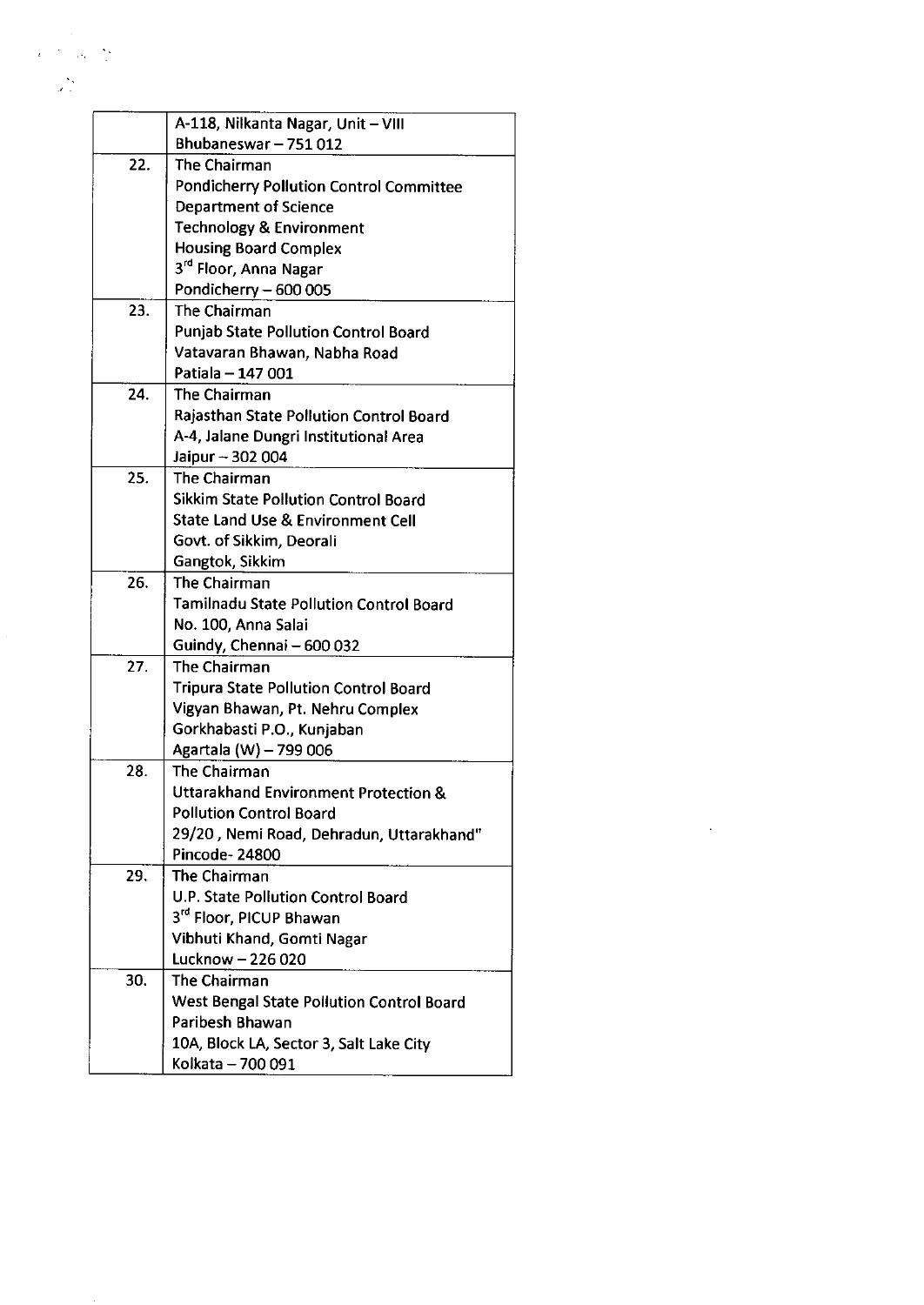| | |
|---|---|
| | A-118, Nilkanta Nagar, Unit – VIII<br>Bhubaneswar – 751 012 |
| 22. | The Chairman<br>Pondicherry Pollution Control Committee<br>Department of Science<br>Technology & Environment<br>Housing Board Complex<br>3rd Floor, Anna Nagar<br>Pondicherry – 600 005 |
| 23. | The Chairman<br>Punjab State Pollution Control Board<br>Vatavaran Bhawan, Nabha Road<br>Patiala – 147 001 |
| 24. | The Chairman<br>Rajasthan State Pollution Control Board<br>A-4, Jalane Dungri Institutional Area<br>Jaipur – 302 004 |
| 25. | The Chairman<br>Sikkim State Pollution Control Board<br>State Land Use & Environment Cell<br>Govt. of Sikkim, Deorali<br>Gangtok, Sikkim |
| 26. | The Chairman<br>Tamilnadu State Pollution Control Board<br>No. 100, Anna Salai<br>Guindy, Chennai – 600 032 |
| 27. | The Chairman<br>Tripura State Pollution Control Board<br>Vigyan Bhawan, Pt. Nehru Complex<br>Gorkhabasti P.O., Kunjaban<br>Agartala (W) – 799 006 |
| 28. | The Chairman<br>Uttarakhand Environment Protection &<br>Pollution Control Board<br>29/20 , Nemi Road, Dehradun, Uttarakhand"<br>Pincode- 24800 |
| 29. | The Chairman<br>U.P. State Pollution Control Board<br>3rd Floor, PICUP Bhawan<br>Vibhuti Khand, Gomti Nagar<br>Lucknow – 226 020 |
| 30. | The Chairman<br>West Bengal State Pollution Control Board<br>Paribesh Bhawan<br>10A, Block LA, Sector 3, Salt Lake City<br>Kolkata – 700 091 |